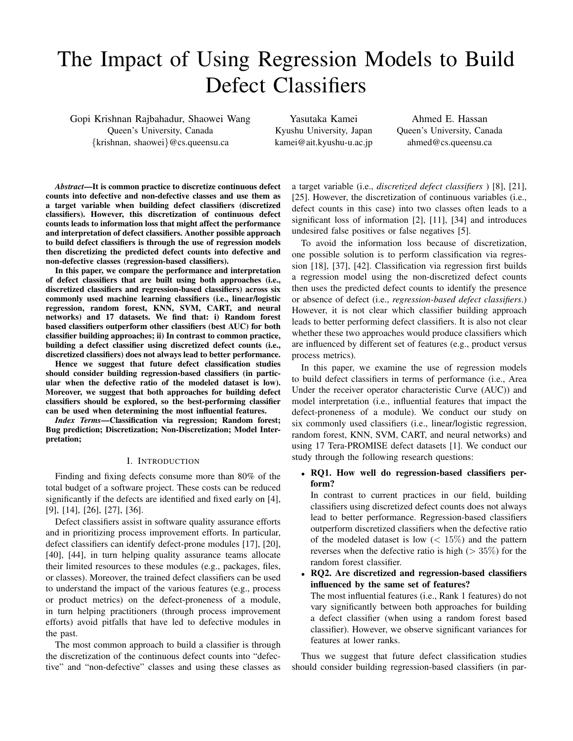# The Impact of Using Regression Models to Build Defect Classifiers

Gopi Krishnan Rajbahadur, Shaowei Wang
Queen's University, Canada
{krishnan, shaowei}@cs.queensu.ca

Yasutaka Kamei
Kyushu University, Japan
kamei@ait.kyushu-u.ac.jp

Ahmed E. Hassan
Queen's University, Canada
ahmed@cs.queensu.ca

***Abstract*—It is common practice to discretize continuous defect counts into defective and non-defective classes and use them as a target variable when building defect classifiers (discretized classifiers). However, this discretization of continuous defect counts leads to information loss that might affect the performance and interpretation of defect classifiers. Another possible approach to build defect classifiers is through the use of regression models then discretizing the predicted defect counts into defective and non-defective classes (regression-based classifiers).**

**In this paper, we compare the performance and interpretation of defect classifiers that are built using both approaches (i.e., discretized classifiers and regression-based classifiers) across six commonly used machine learning classifiers (i.e., linear/logistic regression, random forest, KNN, SVM, CART, and neural networks) and 17 datasets. We find that: i) Random forest based classifiers outperform other classifiers (best AUC) for both classifier building approaches; ii) In contrast to common practice, building a defect classifier using discretized defect counts (i.e., discretized classifiers) does not always lead to better performance.**

**Hence we suggest that future defect classification studies should consider building regression-based classifiers (in particular when the defective ratio of the modeled dataset is low). Moreover, we suggest that both approaches for building defect classifiers should be explored, so the best-performing classifier can be used when determining the most influential features.**

***Index Terms*—Classification via regression; Random forest; Bug prediction; Discretization; Non-Discretization; Model Interpretation;**

## I. Introduction

Finding and fixing defects consume more than 80% of the total budget of a software project. These costs can be reduced significantly if the defects are identified and fixed early on [4], [9], [14], [26], [27], [36].

Defect classifiers assist in software quality assurance efforts and in prioritizing process improvement efforts. In particular, defect classifiers can identify defect-prone modules [17], [20], [40], [44], in turn helping quality assurance teams allocate their limited resources to these modules (e.g., packages, files, or classes). Moreover, the trained defect classifiers can be used to understand the impact of the various features (e.g., process or product metrics) on the defect-proneness of a module, in turn helping practitioners (through process improvement efforts) avoid pitfalls that have led to defective modules in the past.

The most common approach to build a classifier is through the discretization of the continuous defect counts into "defective" and "non-defective" classes and using these classes as a target variable (i.e., *discretized defect classifiers* ) [8], [21], [25]. However, the discretization of continuous variables (i.e., defect counts in this case) into two classes often leads to a significant loss of information [2], [11], [34] and introduces undesired false positives or false negatives [5].

To avoid the information loss because of discretization, one possible solution is to perform classification via regression [18], [37], [42]. Classification via regression first builds a regression model using the non-discretized defect counts then uses the predicted defect counts to identify the presence or absence of defect (i.e., *regression-based defect classifiers*.) However, it is not clear which classifier building approach leads to better performing defect classifiers. It is also not clear whether these two approaches would produce classifiers which are influenced by different set of features (e.g., product versus process metrics).

In this paper, we examine the use of regression models to build defect classifiers in terms of performance (i.e., Area Under the receiver operator characteristic Curve (AUC)) and model interpretation (i.e., influential features that impact the defect-proneness of a module). We conduct our study on six commonly used classifiers (i.e., linear/logistic regression, random forest, KNN, SVM, CART, and neural networks) and using 17 Tera-PROMISE defect datasets [1]. We conduct our study through the following research questions:

- **RQ1. How well do regression-based classifiers perform?**
  In contrast to current practices in our field, building classifiers using discretized defect counts does not always lead to better performance. Regression-based classifiers outperform discretized classifiers when the defective ratio of the modeled dataset is low ($< 15\%$) and the pattern reverses when the defective ratio is high ($> 35\%$) for the random forest classifier.
- **RQ2. Are discretized and regression-based classifiers influenced by the same set of features?**
  The most influential features (i.e., Rank 1 features) do not vary significantly between both approaches for building a defect classifier (when using a random forest based classifier). However, we observe significant variances for features at lower ranks.

Thus we suggest that future defect classification studies should consider building regression-based classifiers (in par-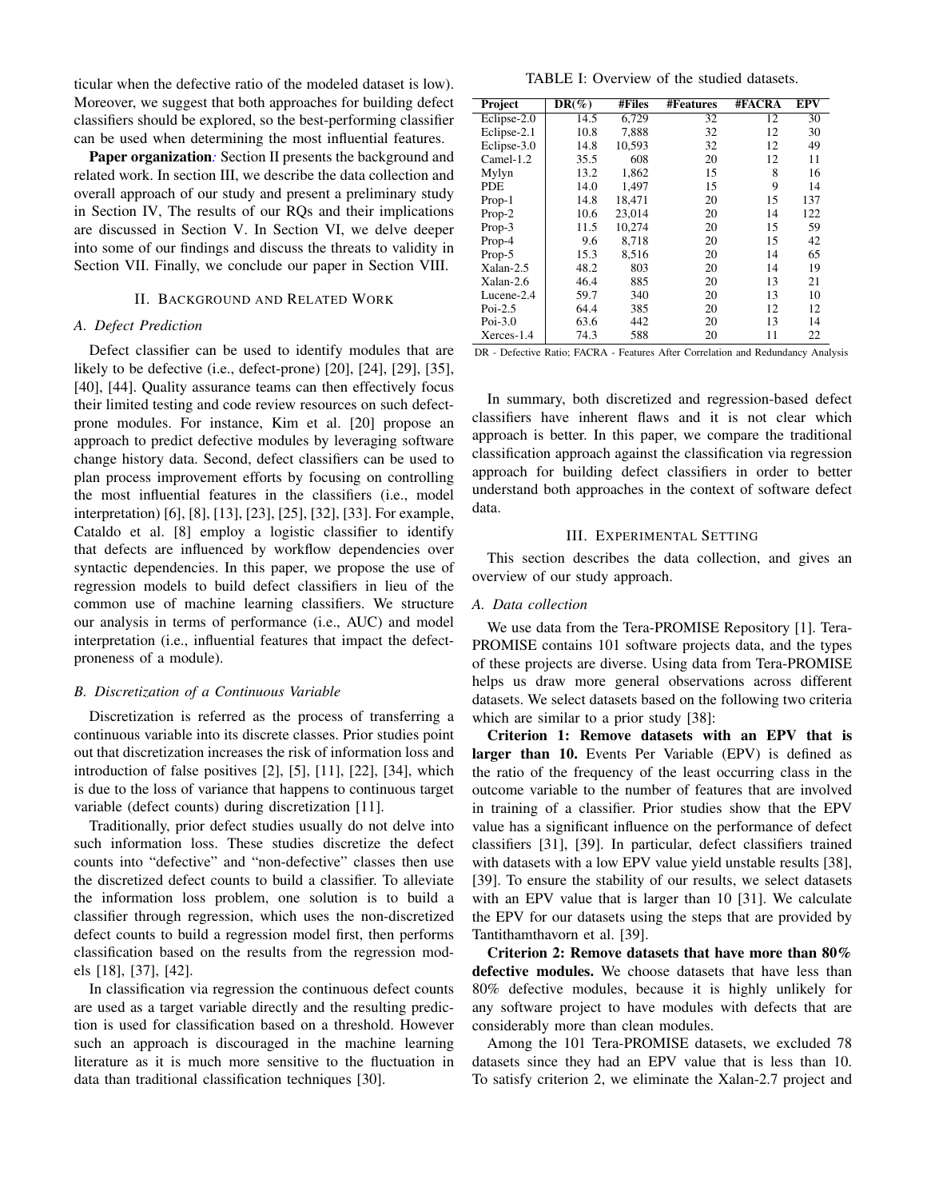ticular when the defective ratio of the modeled dataset is low). Moreover, we suggest that both approaches for building defect classifiers should be explored, so the best-performing classifier can be used when determining the most influential features.

**Paper organization***:* Section II presents the background and related work. In section III, we describe the data collection and overall approach of our study and present a preliminary study in Section IV, The results of our RQs and their implications are discussed in Section V. In Section VI, we delve deeper into some of our findings and discuss the threats to validity in Section VII. Finally, we conclude our paper in Section VIII.

## II. Background and Related Work

### *A. Defect Prediction*

Defect classifier can be used to identify modules that are likely to be defective (i.e., defect-prone) [20], [24], [29], [35], [40], [44]. Quality assurance teams can then effectively focus their limited testing and code review resources on such defect-prone modules. For instance, Kim et al. [20] propose an approach to predict defective modules by leveraging software change history data. Second, defect classifiers can be used to plan process improvement efforts by focusing on controlling the most influential features in the classifiers (i.e., model interpretation) [6], [8], [13], [23], [25], [32], [33]. For example, Cataldo et al. [8] employ a logistic classifier to identify that defects are influenced by workflow dependencies over syntactic dependencies. In this paper, we propose the use of regression models to build defect classifiers in lieu of the common use of machine learning classifiers. We structure our analysis in terms of performance (i.e., AUC) and model interpretation (i.e., influential features that impact the defect-proneness of a module).

### *B. Discretization of a Continuous Variable*

Discretization is referred as the process of transferring a continuous variable into its discrete classes. Prior studies point out that discretization increases the risk of information loss and introduction of false positives [2], [5], [11], [22], [34], which is due to the loss of variance that happens to continuous target variable (defect counts) during discretization [11].

Traditionally, prior defect studies usually do not delve into such information loss. These studies discretize the defect counts into "defective" and "non-defective" classes then use the discretized defect counts to build a classifier. To alleviate the information loss problem, one solution is to build a classifier through regression, which uses the non-discretized defect counts to build a regression model first, then performs classification based on the results from the regression models [18], [37], [42].

In classification via regression the continuous defect counts are used as a target variable directly and the resulting prediction is used for classification based on a threshold. However such an approach is discouraged in the machine learning literature as it is much more sensitive to the fluctuation in data than traditional classification techniques [30].

TABLE I: Overview of the studied datasets.

| Project | DR(%) | #Files | #Features | #FACRA | EPV |
|---|---|---|---|---|---|
| Eclipse-2.0 | 14.5 | 6,729 | 32 | 12 | 30 |
| Eclipse-2.1 | 10.8 | 7,888 | 32 | 12 | 30 |
| Eclipse-3.0 | 14.8 | 10,593 | 32 | 12 | 49 |
| Camel-1.2 | 35.5 | 608 | 20 | 12 | 11 |
| Mylyn | 13.2 | 1,862 | 15 | 8 | 16 |
| PDE | 14.0 | 1,497 | 15 | 9 | 14 |
| Prop-1 | 14.8 | 18,471 | 20 | 15 | 137 |
| Prop-2 | 10.6 | 23,014 | 20 | 14 | 122 |
| Prop-3 | 11.5 | 10,274 | 20 | 15 | 59 |
| Prop-4 | 9.6 | 8,718 | 20 | 15 | 42 |
| Prop-5 | 15.3 | 8,516 | 20 | 14 | 65 |
| Xalan-2.5 | 48.2 | 803 | 20 | 14 | 19 |
| Xalan-2.6 | 46.4 | 885 | 20 | 13 | 21 |
| Lucene-2.4 | 59.7 | 340 | 20 | 13 | 10 |
| Poi-2.5 | 64.4 | 385 | 20 | 12 | 12 |
| Poi-3.0 | 63.6 | 442 | 20 | 13 | 14 |
| Xerces-1.4 | 74.3 | 588 | 20 | 11 | 22 |

DR - Defective Ratio; FACRA - Features After Correlation and Redundancy Analysis

In summary, both discretized and regression-based defect classifiers have inherent flaws and it is not clear which approach is better. In this paper, we compare the traditional classification approach against the classification via regression approach for building defect classifiers in order to better understand both approaches in the context of software defect data.

## III. Experimental Setting

This section describes the data collection, and gives an overview of our study approach.

### *A. Data collection*

We use data from the Tera-PROMISE Repository [1]. Tera-PROMISE contains 101 software projects data, and the types of these projects are diverse. Using data from Tera-PROMISE helps us draw more general observations across different datasets. We select datasets based on the following two criteria which are similar to a prior study [38]:

**Criterion 1: Remove datasets with an EPV that is larger than 10.** Events Per Variable (EPV) is defined as the ratio of the frequency of the least occurring class in the outcome variable to the number of features that are involved in training of a classifier. Prior studies show that the EPV value has a significant influence on the performance of defect classifiers [31], [39]. In particular, defect classifiers trained with datasets with a low EPV value yield unstable results [38], [39]. To ensure the stability of our results, we select datasets with an EPV value that is larger than 10 [31]. We calculate the EPV for our datasets using the steps that are provided by Tantithamthavorn et al. [39].

**Criterion 2: Remove datasets that have more than 80% defective modules.** We choose datasets that have less than 80% defective modules, because it is highly unlikely for any software project to have modules with defects that are considerably more than clean modules.

Among the 101 Tera-PROMISE datasets, we excluded 78 datasets since they had an EPV value that is less than 10. To satisfy criterion 2, we eliminate the Xalan-2.7 project and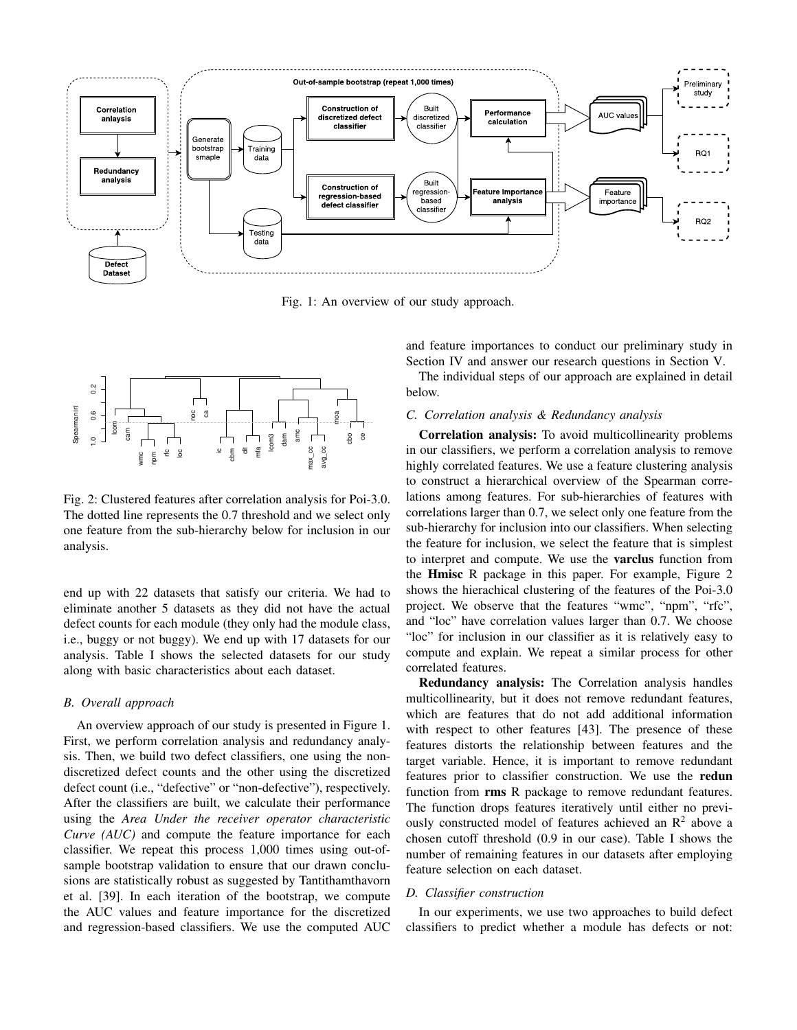Fig. 1: An overview of our study approach.

Fig. 2: Clustered features after correlation analysis for Poi-3.0. The dotted line represents the 0.7 threshold and we select only one feature from the sub-hierarchy below for inclusion in our analysis.

end up with 22 datasets that satisfy our criteria. We had to eliminate another 5 datasets as they did not have the actual defect counts for each module (they only had the module class, i.e., buggy or not buggy). We end up with 17 datasets for our analysis. Table I shows the selected datasets for our study along with basic characteristics about each dataset.

### *B. Overall approach*

An overview approach of our study is presented in Figure 1. First, we perform correlation analysis and redundancy analysis. Then, we build two defect classifiers, one using the non-discretized defect counts and the other using the discretized defect count (i.e., "defective" or "non-defective"), respectively. After the classifiers are built, we calculate their performance using the *Area Under the receiver operator characteristic Curve (AUC)* and compute the feature importance for each classifier. We repeat this process 1,000 times using out-of-sample bootstrap validation to ensure that our drawn conclusions are statistically robust as suggested by Tantithamthavorn et al. [39]. In each iteration of the bootstrap, we compute the AUC values and feature importance for the discretized and regression-based classifiers. We use the computed AUC and feature importances to conduct our preliminary study in Section IV and answer our research questions in Section V.

The individual steps of our approach are explained in detail below.

### *C. Correlation analysis & Redundancy analysis*

**Correlation analysis:** To avoid multicollinearity problems in our classifiers, we perform a correlation analysis to remove highly correlated features. We use a feature clustering analysis to construct a hierarchical overview of the Spearman correlations among features. For sub-hierarchies of features with correlations larger than 0.7, we select only one feature from the sub-hierarchy for inclusion into our classifiers. When selecting the feature for inclusion, we select the feature that is simplest to interpret and compute. We use the **varclus** function from the **Hmisc** R package in this paper. For example, Figure 2 shows the hierachical clustering of the features of the Poi-3.0 project. We observe that the features "wmc", "npm", "rfc", and "loc" have correlation values larger than 0.7. We choose "loc" for inclusion in our classifier as it is relatively easy to compute and explain. We repeat a similar process for other correlated features.

**Redundancy analysis:** The Correlation analysis handles multicollinearity, but it does not remove redundant features, which are features that do not add additional information with respect to other features [43]. The presence of these features distorts the relationship between features and the target variable. Hence, it is important to remove redundant features prior to classifier construction. We use the **redun** function from **rms** R package to remove redundant features. The function drops features iteratively until either no previously constructed model of features achieved an $R^2$ above a chosen cutoff threshold (0.9 in our case). Table I shows the number of remaining features in our datasets after employing feature selection on each dataset.

### *D. Classifier construction*

In our experiments, we use two approaches to build defect classifiers to predict whether a module has defects or not: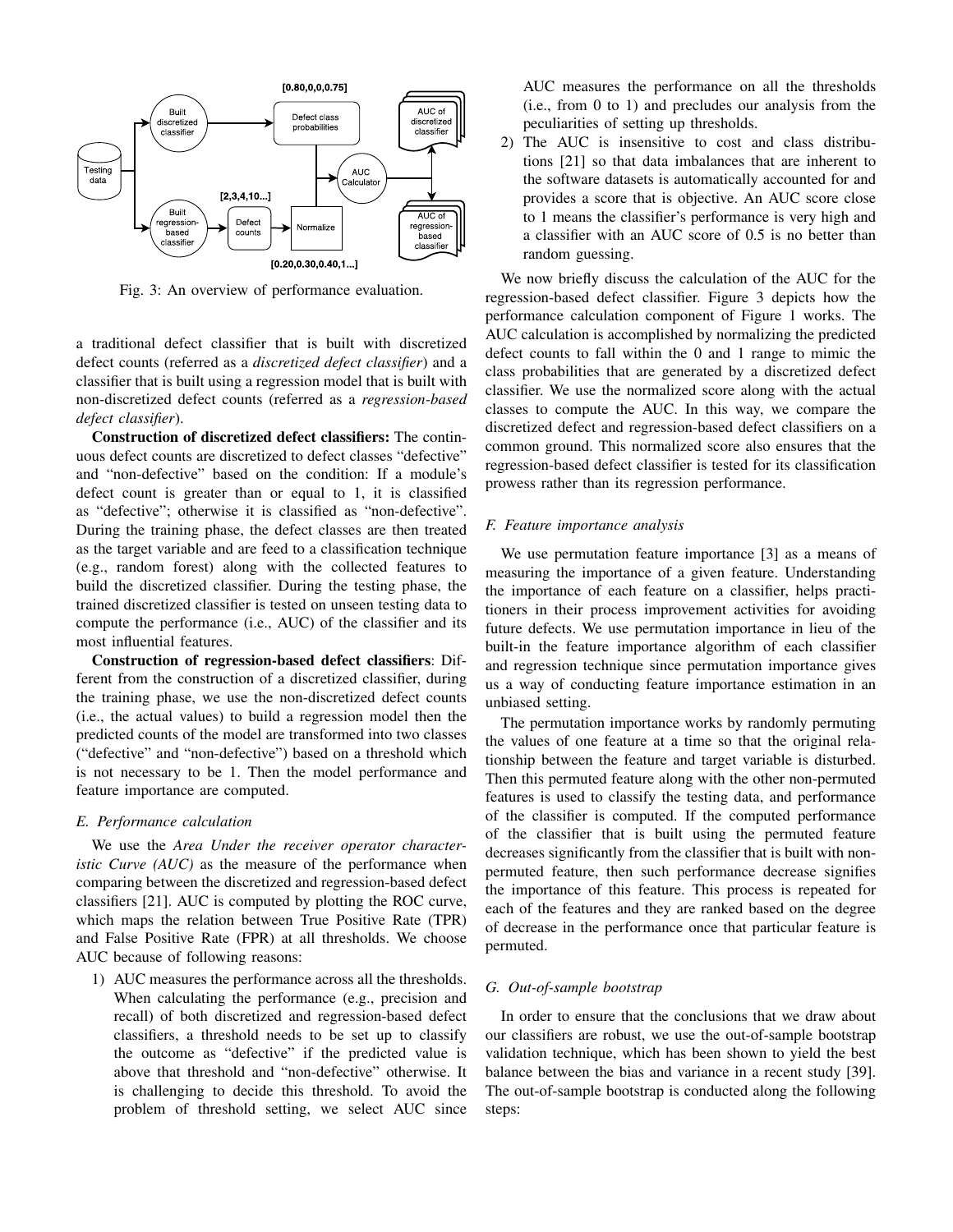[0.80,0,0,0.75]

Built discretized classifier

Defect class probabilities

AUC of discretized classifier

Testing data

AUC Calculator

[2,3,4,10...]

Built regression-based classifier

Defect counts

Normalize

AUC of regression-based classifier

[0.20,0.30,0.40,1...]

Fig. 3: An overview of performance evaluation.

a traditional defect classifier that is built with discretized defect counts (referred as a *discretized defect classifier*) and a classifier that is built using a regression model that is built with non-discretized defect counts (referred as a *regression-based defect classifier*).

**Construction of discretized defect classifiers:** The continuous defect counts are discretized to defect classes "defective" and "non-defective" based on the condition: If a module's defect count is greater than or equal to 1, it is classified as "defective"; otherwise it is classified as "non-defective". During the training phase, the defect classes are then treated as the target variable and are feed to a classification technique (e.g., random forest) along with the collected features to build the discretized classifier. During the testing phase, the trained discretized classifier is tested on unseen testing data to compute the performance (i.e., AUC) of the classifier and its most influential features.

**Construction of regression-based defect classifiers**: Different from the construction of a discretized classifier, during the training phase, we use the non-discretized defect counts (i.e., the actual values) to build a regression model then the predicted counts of the model are transformed into two classes ("defective" and "non-defective") based on a threshold which is not necessary to be 1. Then the model performance and feature importance are computed.

### E. Performance calculation

We use the *Area Under the receiver operator characteristic Curve (AUC)* as the measure of the performance when comparing between the discretized and regression-based defect classifiers [21]. AUC is computed by plotting the ROC curve, which maps the relation between True Positive Rate (TPR) and False Positive Rate (FPR) at all thresholds. We choose AUC because of following reasons:

1) AUC measures the performance across all the thresholds. When calculating the performance (e.g., precision and recall) of both discretized and regression-based defect classifiers, a threshold needs to be set up to classify the outcome as "defective" if the predicted value is above that threshold and "non-defective" otherwise. It is challenging to decide this threshold. To avoid the problem of threshold setting, we select AUC since AUC measures the performance on all the thresholds (i.e., from 0 to 1) and precludes our analysis from the peculiarities of setting up thresholds.
2) The AUC is insensitive to cost and class distributions [21] so that data imbalances that are inherent to the software datasets is automatically accounted for and provides a score that is objective. An AUC score close to 1 means the classifier's performance is very high and a classifier with an AUC score of 0.5 is no better than random guessing.

We now briefly discuss the calculation of the AUC for the regression-based defect classifier. Figure 3 depicts how the performance calculation component of Figure 1 works. The AUC calculation is accomplished by normalizing the predicted defect counts to fall within the 0 and 1 range to mimic the class probabilities that are generated by a discretized defect classifier. We use the normalized score along with the actual classes to compute the AUC. In this way, we compare the discretized defect and regression-based defect classifiers on a common ground. This normalized score also ensures that the regression-based defect classifier is tested for its classification prowess rather than its regression performance.

### F. Feature importance analysis

We use permutation feature importance [3] as a means of measuring the importance of a given feature. Understanding the importance of each feature on a classifier, helps practitioners in their process improvement activities for avoiding future defects. We use permutation importance in lieu of the built-in the feature importance algorithm of each classifier and regression technique since permutation importance gives us a way of conducting feature importance estimation in an unbiased setting.

The permutation importance works by randomly permuting the values of one feature at a time so that the original relationship between the feature and target variable is disturbed. Then this permuted feature along with the other non-permuted features is used to classify the testing data, and performance of the classifier is computed. If the computed performance of the classifier that is built using the permuted feature decreases significantly from the classifier that is built with non-permuted feature, then such performance decrease signifies the importance of this feature. This process is repeated for each of the features and they are ranked based on the degree of decrease in the performance once that particular feature is permuted.

### G. Out-of-sample bootstrap

In order to ensure that the conclusions that we draw about our classifiers are robust, we use the out-of-sample bootstrap validation technique, which has been shown to yield the best balance between the bias and variance in a recent study [39]. The out-of-sample bootstrap is conducted along the following steps: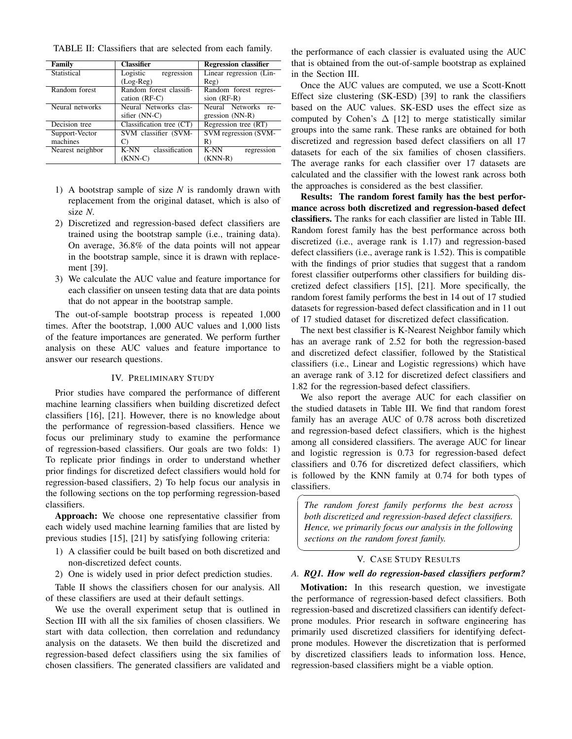TABLE II: Classifiers that are selected from each family.

| Family | Classifier | Regression classifier |
|---|---|---|
| Statistical | Logistic regression (Log-Reg) | Linear regression (Lin-Reg) |
| Random forest | Random forest classification (RF-C) | Random forest regression (RF-R) |
| Neural networks | Neural Networks classifier (NN-C) | Neural Networks regression (NN-R) |
| Decision tree | Classification tree (CT) | Regression tree (RT) |
| Support-Vector machines | SVM classifier (SVM-C) | SVM regression (SVM-R) |
| Nearest neighbor | K-NN classification (KNN-C) | K-NN regression (KNN-R) |

1) A bootstrap sample of size *N* is randomly drawn with replacement from the original dataset, which is also of size *N*.
2) Discretized and regression-based defect classifiers are trained using the bootstrap sample (i.e., training data). On average, 36.8% of the data points will not appear in the bootstrap sample, since it is drawn with replacement [39].
3) We calculate the AUC value and feature importance for each classifier on unseen testing data that are data points that do not appear in the bootstrap sample.

The out-of-sample bootstrap process is repeated 1,000 times. After the bootstrap, 1,000 AUC values and 1,000 lists of the feature importances are generated. We perform further analysis on these AUC values and feature importance to answer our research questions.

## IV. Preliminary Study

Prior studies have compared the performance of different machine learning classifiers when building discretized defect classifiers [16], [21]. However, there is no knowledge about the performance of regression-based classifiers. Hence we focus our preliminary study to examine the performance of regression-based classifiers. Our goals are two folds: 1) To replicate prior findings in order to understand whether prior findings for discretized defect classifiers would hold for regression-based classifiers, 2) To help focus our analysis in the following sections on the top performing regression-based classifiers.

**Approach:** We choose one representative classifier from each widely used machine learning families that are listed by previous studies [15], [21] by satisfying following criteria:

1) A classifier could be built based on both discretized and non-discretized defect counts.
2) One is widely used in prior defect prediction studies.

Table II shows the classifiers chosen for our analysis. All of these classifiers are used at their default settings.

We use the overall experiment setup that is outlined in Section III with all the six families of chosen classifiers. We start with data collection, then correlation and redundancy analysis on the datasets. We then build the discretized and regression-based defect classifiers using the six families of chosen classifiers. The generated classifiers are validated and the performance of each classier is evaluated using the AUC that is obtained from the out-of-sample bootstrap as explained in the Section III.

Once the AUC values are computed, we use a Scott-Knott Effect size clustering (SK-ESD) [39] to rank the classifiers based on the AUC values. SK-ESD uses the effect size as computed by Cohen's $\Delta$ [12] to merge statistically similar groups into the same rank. These ranks are obtained for both discretized and regression based defect classifiers on all 17 datasets for each of the six families of chosen classifiers. The average ranks for each classifier over 17 datasets are calculated and the classifier with the lowest rank across both the approaches is considered as the best classifier.

**Results: The random forest family has the best performance across both discretized and regression-based defect classifiers.** The ranks for each classifier are listed in Table III. Random forest family has the best performance across both discretized (i.e., average rank is 1.17) and regression-based defect classifiers (i.e., average rank is 1.52). This is compatible with the findings of prior studies that suggest that a random forest classifier outperforms other classifiers for building discretized defect classifiers [15], [21]. More specifically, the random forest family performs the best in 14 out of 17 studied datasets for regression-based defect classification and in 11 out of 17 studied dataset for discretized defect classification.

The next best classifier is K-Nearest Neighbor family which has an average rank of 2.52 for both the regression-based and discretized defect classifier, followed by the Statistical classifiers (i.e., Linear and Logistic regressions) which have an average rank of 3.12 for discretized defect classifiers and 1.82 for the regression-based defect classifiers.

We also report the average AUC for each classifier on the studied datasets in Table III. We find that random forest family has an average AUC of 0.78 across both discretized and regression-based defect classifiers, which is the highest among all considered classifiers. The average AUC for linear and logistic regression is 0.73 for regression-based defect classifiers and 0.76 for discretized defect classifiers, which is followed by the KNN family at 0.74 for both types of classifiers.

> *The random forest family performs the best across both discretized and regression-based defect classifiers. Hence, we primarily focus our analysis in the following sections on the random forest family.*

## V. Case Study Results

### A. *RQ1. How well do regression-based classifiers perform?*

**Motivation:** In this research question, we investigate the performance of regression-based defect classifiers. Both regression-based and discretized classifiers can identify defect-prone modules. Prior research in software engineering has primarily used discretized classifiers for identifying defect-prone modules. However the discretization that is performed by discretized classifiers leads to information loss. Hence, regression-based classifiers might be a viable option.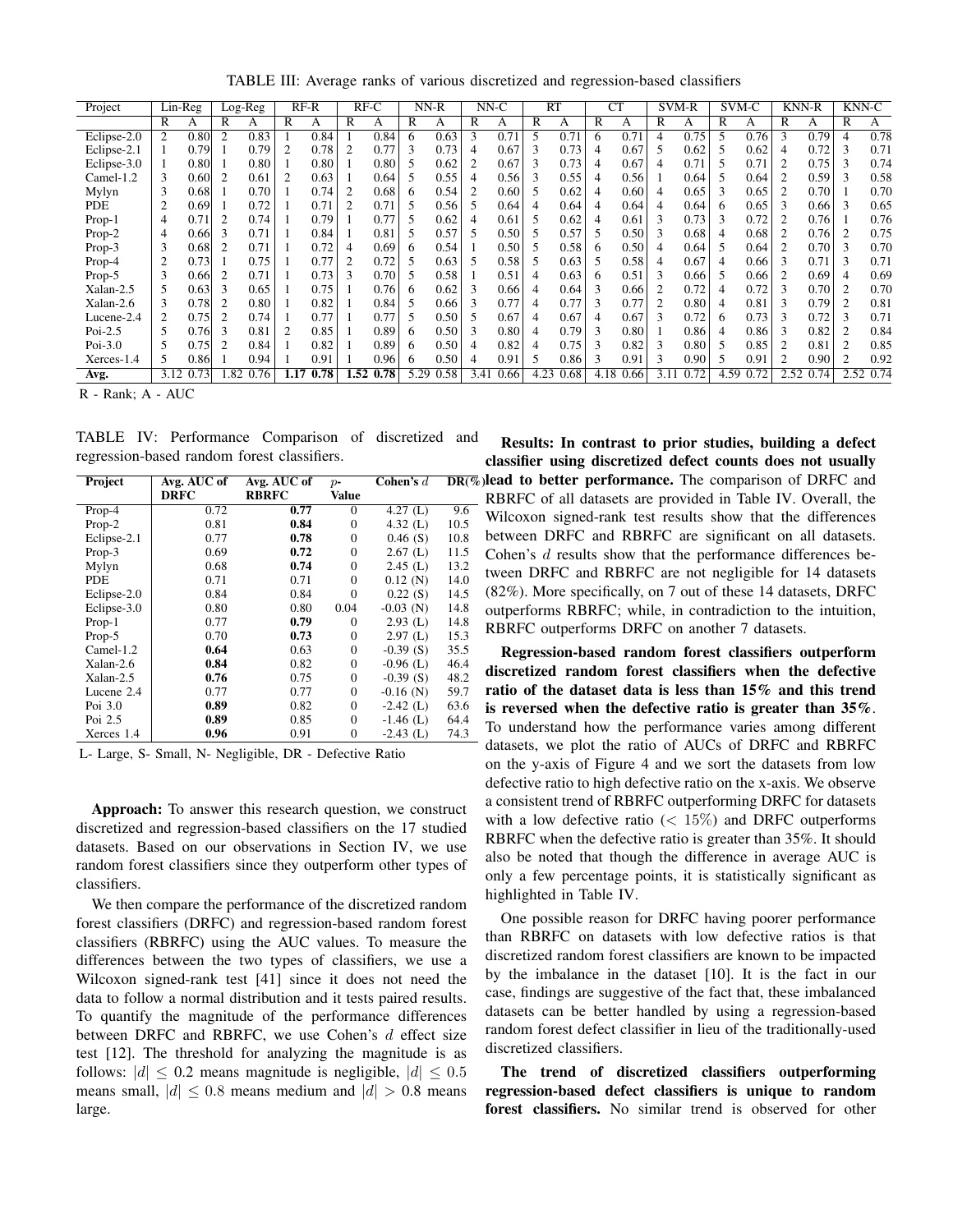TABLE III: Average ranks of various discretized and regression-based classifiers

| Project | Lin-Reg | | Log-Reg | | RF-R | | RF-C | | NN-R | | NN-C | | RT | | CT | | SVM-R | | SVM-C | | KNN-R | | KNN-C | |
|---|---|---|---|---|---|---|---|---|---|---|---|---|---|---|---|---|---|---|---|---|---|---|---|---|
| | R | A | R | A | R | A | R | A | R | A | R | A | R | A | R | A | R | A | R | A | R | A | R | A |
| Eclipse-2.0 | 2 | 0.80 | 2 | 0.83 | 1 | 0.84 | 1 | 0.84 | 6 | 0.63 | 3 | 0.71 | 5 | 0.71 | 6 | 0.71 | 4 | 0.75 | 5 | 0.76 | 3 | 0.79 | 4 | 0.78 |
| Eclipse-2.1 | 1 | 0.79 | 1 | 0.79 | 2 | 0.78 | 2 | 0.77 | 3 | 0.73 | 4 | 0.67 | 3 | 0.73 | 4 | 0.67 | 5 | 0.62 | 5 | 0.62 | 4 | 0.72 | 3 | 0.71 |
| Eclipse-3.0 | 1 | 0.80 | 1 | 0.80 | 1 | 0.80 | 1 | 0.80 | 5 | 0.62 | 2 | 0.67 | 3 | 0.73 | 4 | 0.67 | 4 | 0.71 | 5 | 0.71 | 2 | 0.75 | 3 | 0.74 |
| Camel-1.2 | 3 | 0.60 | 2 | 0.61 | 2 | 0.63 | 1 | 0.64 | 5 | 0.55 | 4 | 0.56 | 3 | 0.55 | 4 | 0.56 | 1 | 0.64 | 5 | 0.64 | 2 | 0.59 | 3 | 0.58 |
| Mylyn | 3 | 0.68 | 1 | 0.70 | 1 | 0.74 | 2 | 0.68 | 6 | 0.54 | 2 | 0.60 | 5 | 0.62 | 4 | 0.60 | 4 | 0.65 | 3 | 0.65 | 2 | 0.70 | 1 | 0.70 |
| PDE | 2 | 0.69 | 1 | 0.72 | 1 | 0.71 | 2 | 0.71 | 5 | 0.56 | 5 | 0.64 | 4 | 0.64 | 4 | 0.64 | 4 | 0.64 | 6 | 0.65 | 3 | 0.66 | 3 | 0.65 |
| Prop-1 | 4 | 0.71 | 2 | 0.74 | 1 | 0.79 | 1 | 0.77 | 5 | 0.62 | 4 | 0.61 | 5 | 0.62 | 4 | 0.61 | 3 | 0.73 | 3 | 0.72 | 2 | 0.76 | 1 | 0.76 |
| Prop-2 | 4 | 0.66 | 3 | 0.71 | 1 | 0.84 | 1 | 0.81 | 5 | 0.57 | 5 | 0.50 | 5 | 0.57 | 5 | 0.50 | 3 | 0.68 | 4 | 0.68 | 2 | 0.76 | 2 | 0.75 |
| Prop-3 | 3 | 0.68 | 2 | 0.71 | 1 | 0.72 | 4 | 0.69 | 6 | 0.54 | 1 | 0.50 | 5 | 0.58 | 6 | 0.50 | 4 | 0.64 | 5 | 0.64 | 2 | 0.70 | 3 | 0.70 |
| Prop-4 | 2 | 0.73 | 1 | 0.75 | 1 | 0.77 | 2 | 0.72 | 5 | 0.63 | 5 | 0.58 | 5 | 0.63 | 5 | 0.58 | 4 | 0.67 | 4 | 0.66 | 3 | 0.71 | 3 | 0.71 |
| Prop-5 | 3 | 0.66 | 2 | 0.71 | 1 | 0.73 | 3 | 0.70 | 5 | 0.58 | 1 | 0.51 | 4 | 0.63 | 6 | 0.51 | 3 | 0.66 | 5 | 0.66 | 2 | 0.69 | 4 | 0.69 |
| Xalan-2.5 | 5 | 0.63 | 3 | 0.65 | 1 | 0.75 | 1 | 0.76 | 6 | 0.62 | 3 | 0.66 | 4 | 0.64 | 3 | 0.66 | 2 | 0.72 | 4 | 0.72 | 3 | 0.70 | 2 | 0.70 |
| Xalan-2.6 | 3 | 0.78 | 2 | 0.80 | 1 | 0.82 | 1 | 0.84 | 5 | 0.66 | 3 | 0.77 | 4 | 0.77 | 3 | 0.77 | 2 | 0.80 | 4 | 0.81 | 3 | 0.79 | 2 | 0.81 |
| Lucene-2.4 | 2 | 0.75 | 2 | 0.74 | 1 | 0.77 | 1 | 0.77 | 5 | 0.50 | 5 | 0.67 | 4 | 0.67 | 4 | 0.67 | 3 | 0.72 | 6 | 0.73 | 3 | 0.72 | 3 | 0.71 |
| Poi-2.5 | 5 | 0.76 | 3 | 0.81 | 2 | 0.85 | 1 | 0.89 | 6 | 0.50 | 3 | 0.80 | 4 | 0.79 | 3 | 0.80 | 1 | 0.86 | 4 | 0.86 | 3 | 0.82 | 2 | 0.84 |
| Poi-3.0 | 5 | 0.75 | 2 | 0.84 | 1 | 0.82 | 1 | 0.89 | 6 | 0.50 | 4 | 0.82 | 4 | 0.75 | 3 | 0.82 | 3 | 0.80 | 5 | 0.85 | 2 | 0.81 | 2 | 0.85 |
| Xerces-1.4 | 5 | 0.86 | 1 | 0.94 | 1 | 0.91 | 1 | 0.96 | 6 | 0.50 | 4 | 0.91 | 5 | 0.86 | 3 | 0.91 | 3 | 0.90 | 5 | 0.91 | 2 | 0.90 | 2 | 0.92 |
| **Avg.** | 3.12 | 0.73 | 1.82 | 0.76 | **1.17** | **0.78** | **1.52** | **0.78** | 5.29 | 0.58 | 3.41 | 0.66 | 4.23 | 0.68 | 4.18 | 0.66 | 3.11 | 0.72 | 4.59 | 0.72 | 2.52 | 0.74 | 2.52 | 0.74 |

R - Rank; A - AUC

TABLE IV: Performance Comparison of discretized and regression-based random forest classifiers.

| Project | Avg. AUC of DRFC | Avg. AUC of RBRFC | $p$-Value | Cohen's $d$ | DR(%) |
|---|---|---|---|---|---|
| Prop-4 | 0.72 | **0.77** | 0 | 4.27 (L) | 9.6 |
| Prop-2 | 0.81 | **0.84** | 0 | 4.32 (L) | 10.5 |
| Eclipse-2.1 | 0.77 | **0.78** | 0 | 0.46 (S) | 10.8 |
| Prop-3 | 0.69 | **0.72** | 0 | 2.67 (L) | 11.5 |
| Mylyn | 0.68 | **0.74** | 0 | 2.45 (L) | 13.2 |
| PDE | 0.71 | 0.71 | 0 | 0.12 (N) | 14.0 |
| Eclipse-2.0 | 0.84 | 0.84 | 0 | 0.22 (S) | 14.5 |
| Eclipse-3.0 | 0.80 | 0.80 | 0.04 | -0.03 (N) | 14.8 |
| Prop-1 | 0.77 | **0.79** | 0 | 2.93 (L) | 14.8 |
| Prop-5 | 0.70 | **0.73** | 0 | 2.97 (L) | 15.3 |
| Camel-1.2 | **0.64** | 0.63 | 0 | -0.39 (S) | 35.5 |
| Xalan-2.6 | **0.84** | 0.82 | 0 | -0.96 (L) | 46.4 |
| Xalan-2.5 | **0.76** | 0.75 | 0 | -0.39 (S) | 48.2 |
| Lucene 2.4 | 0.77 | 0.77 | 0 | -0.16 (N) | 59.7 |
| Poi 3.0 | **0.89** | 0.82 | 0 | -2.42 (L) | 63.6 |
| Poi 2.5 | **0.89** | 0.85 | 0 | -1.46 (L) | 64.4 |
| Xerces 1.4 | **0.96** | 0.91 | 0 | -2.43 (L) | 74.3 |

L- Large, S- Small, N- Negligible, DR - Defective Ratio

**Approach:** To answer this research question, we construct discretized and regression-based classifiers on the 17 studied datasets. Based on our observations in Section IV, we use random forest classifiers since they outperform other types of classifiers.

We then compare the performance of the discretized random forest classifiers (DRFC) and regression-based random forest classifiers (RBRFC) using the AUC values. To measure the differences between the two types of classifiers, we use a Wilcoxon signed-rank test [41] since it does not need the data to follow a normal distribution and it tests paired results. To quantify the magnitude of the performance differences between DRFC and RBRFC, we use Cohen's $d$ effect size test [12]. The threshold for analyzing the magnitude is as follows: $|d| \leq 0.2$ means magnitude is negligible, $|d| \leq 0.5$ means small, $|d| \leq 0.8$ means medium and $|d| > 0.8$ means large.

**Results: In contrast to prior studies, building a defect classifier using discretized defect counts does not usually lead to better performance.** The comparison of DRFC and RBRFC of all datasets are provided in Table IV. Overall, the Wilcoxon signed-rank test results show that the differences between DRFC and RBRFC are significant on all datasets. Cohen's $d$ results show that the performance differences between DRFC and RBRFC are not negligible for 14 datasets (82%). More specifically, on 7 out of these 14 datasets, DRFC outperforms RBRFC; while, in contradiction to the intuition, RBRFC outperforms DRFC on another 7 datasets.

**Regression-based random forest classifiers outperform discretized random forest classifiers when the defective ratio of the dataset data is less than 15% and this trend is reversed when the defective ratio is greater than 35%.** To understand how the performance varies among different datasets, we plot the ratio of AUCs of DRFC and RBRFC on the y-axis of Figure 4 and we sort the datasets from low defective ratio to high defective ratio on the x-axis. We observe a consistent trend of RBRFC outperforming DRFC for datasets with a low defective ratio ($< 15\%$) and DRFC outperforms RBRFC when the defective ratio is greater than 35%. It should also be noted that though the difference in average AUC is only a few percentage points, it is statistically significant as highlighted in Table IV.

One possible reason for DRFC having poorer performance than RBRFC on datasets with low defective ratios is that discretized random forest classifiers are known to be impacted by the imbalance in the dataset [10]. It is the fact in our case, findings are suggestive of the fact that, these imbalanced datasets can be better handled by using a regression-based random forest defect classifier in lieu of the traditionally-used discretized classifiers.

**The trend of discretized classifiers outperforming regression-based defect classifiers is unique to random forest classifiers.** No similar trend is observed for other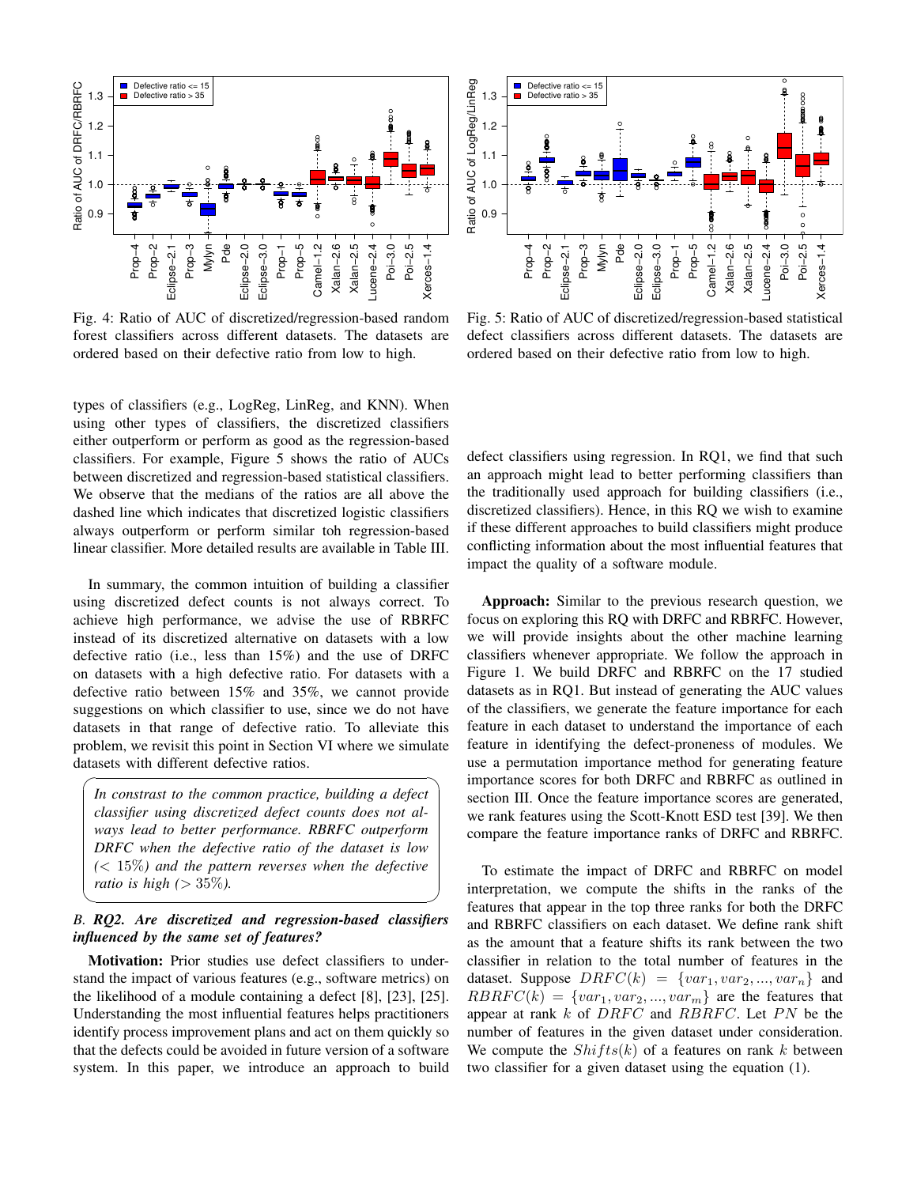Fig. 4: Ratio of AUC of discretized/regression-based random forest classifiers across different datasets. The datasets are ordered based on their defective ratio from low to high.

Fig. 5: Ratio of AUC of discretized/regression-based statistical defect classifiers across different datasets. The datasets are ordered based on their defective ratio from low to high.

types of classifiers (e.g., LogReg, LinReg, and KNN). When using other types of classifiers, the discretized classifiers either outperform or perform as good as the regression-based classifiers. For example, Figure 5 shows the ratio of AUCs between discretized and regression-based statistical classifiers. We observe that the medians of the ratios are all above the dashed line which indicates that discretized logistic classifiers always outperform or perform similar toh regression-based linear classifier. More detailed results are available in Table III.

In summary, the common intuition of building a classifier using discretized defect counts is not always correct. To achieve high performance, we advise the use of RBRFC instead of its discretized alternative on datasets with a low defective ratio (i.e., less than 15%) and the use of DRFC on datasets with a high defective ratio. For datasets with a defective ratio between 15% and 35%, we cannot provide suggestions on which classifier to use, since we do not have datasets in that range of defective ratio. To alleviate this problem, we revisit this point in Section VI where we simulate datasets with different defective ratios.

> *In constrast to the common practice, building a defect classifier using discretized defect counts does not always lead to better performance. RBRFC outperform DRFC when the defective ratio of the dataset is low ($< 15\%$) and the pattern reverses when the defective ratio is high ($> 35\%$).*

### B. *RQ2. Are discretized and regression-based classifiers influenced by the same set of features?*

**Motivation:** Prior studies use defect classifiers to understand the impact of various features (e.g., software metrics) on the likelihood of a module containing a defect [8], [23], [25]. Understanding the most influential features helps practitioners identify process improvement plans and act on them quickly so that the defects could be avoided in future version of a software system. In this paper, we introduce an approach to build defect classifiers using regression. In RQ1, we find that such an approach might lead to better performing classifiers than the traditionally used approach for building classifiers (i.e., discretized classifiers). Hence, in this RQ we wish to examine if these different approaches to build classifiers might produce conflicting information about the most influential features that impact the quality of a software module.

**Approach:** Similar to the previous research question, we focus on exploring this RQ with DRFC and RBRFC. However, we will provide insights about the other machine learning classifiers whenever appropriate. We follow the approach in Figure 1. We build DRFC and RBRFC on the 17 studied datasets as in RQ1. But instead of generating the AUC values of the classifiers, we generate the feature importance for each feature in each dataset to understand the importance of each feature in identifying the defect-proneness of modules. We use a permutation importance method for generating feature importance scores for both DRFC and RBRFC as outlined in section III. Once the feature importance scores are generated, we rank features using the Scott-Knott ESD test [39]. We then compare the feature importance ranks of DRFC and RBRFC.

To estimate the impact of DRFC and RBRFC on model interpretation, we compute the shifts in the ranks of the features that appear in the top three ranks for both the DRFC and RBRFC classifiers on each dataset. We define rank shift as the amount that a feature shifts its rank between the two classifier in relation to the total number of features in the dataset. Suppose $DRFC(k) = \{var_1, var_2, ..., var_n\}$ and $RBRFC(k) = \{var_1, var_2, ..., var_m\}$ are the features that appear at rank $k$ of $DRFC$ and $RBRFC$. Let $PN$ be the number of features in the given dataset under consideration. We compute the $Shifts(k)$ of a features on rank $k$ between two classifier for a given dataset using the equation (1).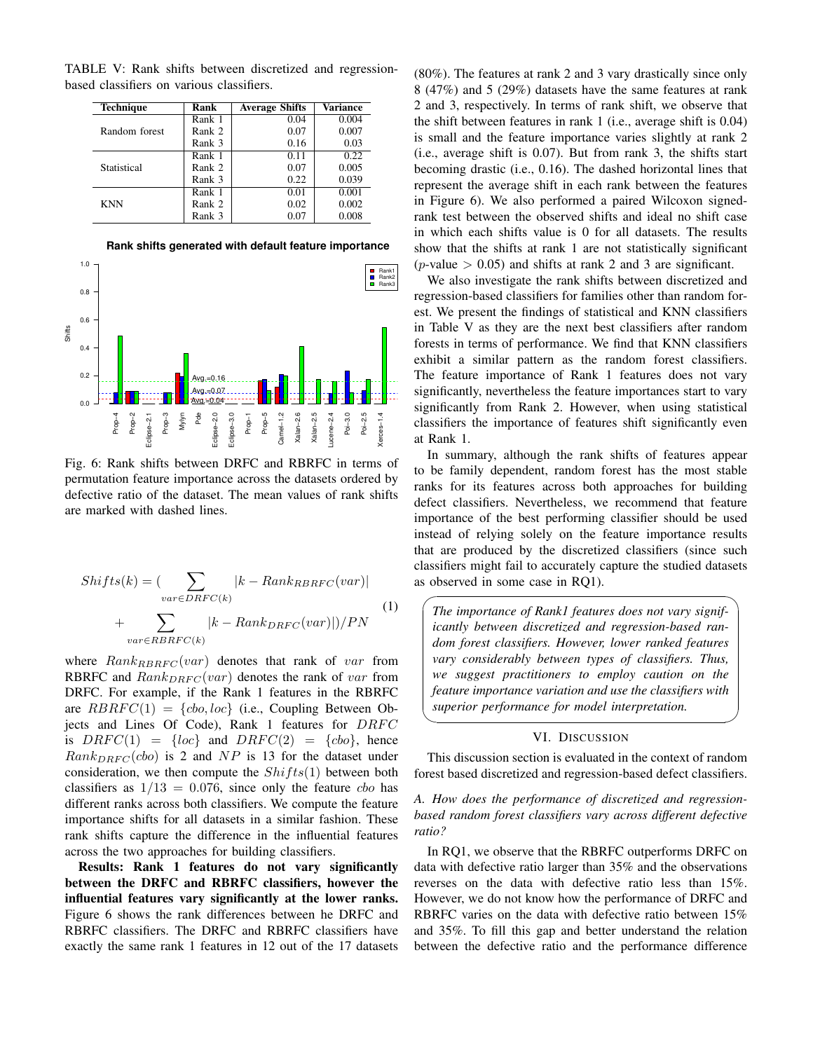TABLE V: Rank shifts between discretized and regression-based classifiers on various classifiers.

| Technique | Rank | Average Shifts | Variance |
|---|---|---|---|
| Random forest | Rank 1 | 0.04 | 0.004 |
| | Rank 2 | 0.07 | 0.007 |
| | Rank 3 | 0.16 | 0.03 |
| Statistical | Rank 1 | 0.11 | 0.22 |
| | Rank 2 | 0.07 | 0.005 |
| | Rank 3 | 0.22 | 0.039 |
| KNN | Rank 1 | 0.01 | 0.001 |
| | Rank 2 | 0.02 | 0.002 |
| | Rank 3 | 0.07 | 0.008 |

Fig. 6: Rank shifts between DRFC and RBRFC in terms of permutation feature importance across the datasets ordered by defective ratio of the dataset. The mean values of rank shifts are marked with dashed lines.

$$Shifts(k) = (\sum_{var \in DRFC(k)} |k - Rank_{RBRFC}(var)| + \sum_{var \in RBRFC(k)} |k - Rank_{DRFC}(var)|)/PN \quad (1)$$

where $Rank_{RBRFC}(var)$ denotes that rank of $var$ from RBRFC and $Rank_{DRFC}(var)$ denotes the rank of $var$ from DRFC. For example, if the Rank 1 features in the RBRFC are $RBRFC(1) = \{cbo, loc\}$ (i.e., Coupling Between Objects and Lines Of Code), Rank 1 features for $DRFC$ is $DRFC(1) = \{loc\}$ and $DRFC(2) = \{cbo\}$, hence $Rank_{DRFC}(cbo)$ is 2 and $NP$ is 13 for the dataset under consideration, we then compute the $Shifts(1)$ between both classifiers as $1/13 = 0.076$, since only the feature $cbo$ has different ranks across both classifiers. We compute the feature importance shifts for all datasets in a similar fashion. These rank shifts capture the difference in the influential features across the two approaches for building classifiers.

**Results: Rank 1 features do not vary significantly between the DRFC and RBRFC classifiers, however the influential features vary significantly at the lower ranks.** Figure 6 shows the rank differences between he DRFC and RBRFC classifiers. The DRFC and RBRFC classifiers have exactly the same rank 1 features in 12 out of the 17 datasets (80%). The features at rank 2 and 3 vary drastically since only 8 (47%) and 5 (29%) datasets have the same features at rank 2 and 3, respectively. In terms of rank shift, we observe that the shift between features in rank 1 (i.e., average shift is 0.04) is small and the feature importance varies slightly at rank 2 (i.e., average shift is 0.07). But from rank 3, the shifts start becoming drastic (i.e., 0.16). The dashed horizontal lines that represent the average shift in each rank between the features in Figure 6). We also performed a paired Wilcoxon signed-rank test between the observed shifts and ideal no shift case in which each shifts value is 0 for all datasets. The results show that the shifts at rank 1 are not statistically significant ($p$-value $> 0.05$) and shifts at rank 2 and 3 are significant.

We also investigate the rank shifts between discretized and regression-based classifiers for families other than random forest. We present the findings of statistical and KNN classifiers in Table V as they are the next best classifiers after random forests in terms of performance. We find that KNN classifiers exhibit a similar pattern as the random forest classifiers. The feature importance of Rank 1 features does not vary significantly, nevertheless the feature importances start to vary significantly from Rank 2. However, when using statistical classifiers the importance of features shift significantly even at Rank 1.

In summary, although the rank shifts of features appear to be family dependent, random forest has the most stable ranks for its features across both approaches for building defect classifiers. Nevertheless, we recommend that feature importance of the best performing classifier should be used instead of relying solely on the feature importance results that are produced by the discretized classifiers (since such classifiers might fail to accurately capture the studied datasets as observed in some case in RQ1).

*The importance of Rank1 features does not vary significantly between discretized and regression-based random forest classifiers. However, lower ranked features vary considerably between types of classifiers. Thus, we suggest practitioners to employ caution on the feature importance variation and use the classifiers with superior performance for model interpretation.*

## VI. Discussion

This discussion section is evaluated in the context of random forest based discretized and regression-based defect classifiers.

### A. How does the performance of discretized and regression-based random forest classifiers vary across different defective ratio?

In RQ1, we observe that the RBRFC outperforms DRFC on data with defective ratio larger than 35% and the observations reverses on the data with defective ratio less than 15%. However, we do not know how the performance of DRFC and RBRFC varies on the data with defective ratio between 15% and 35%. To fill this gap and better understand the relation between the defective ratio and the performance difference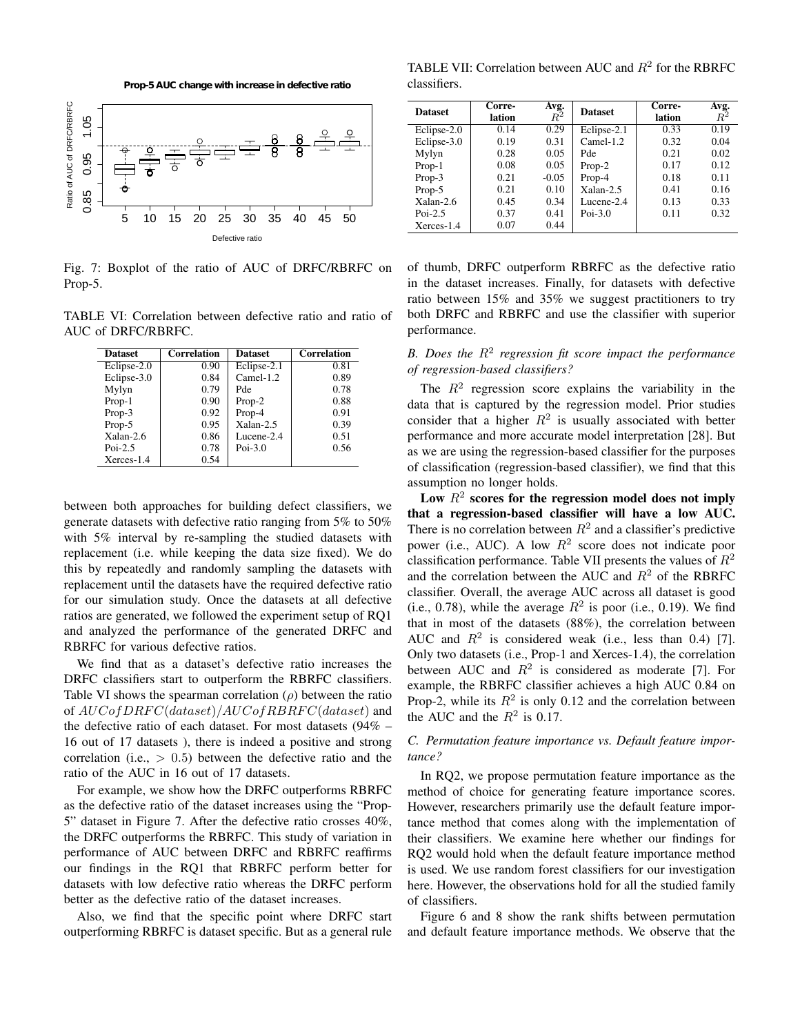Fig. 7: Boxplot of the ratio of AUC of DRFC/RBRFC on Prop-5.

TABLE VI: Correlation between defective ratio and ratio of AUC of DRFC/RBRFC.

| Dataset | Correlation | Dataset | Correlation |
|---|---|---|---|
| Eclipse-2.0 | 0.90 | Eclipse-2.1 | 0.81 |
| Eclipse-3.0 | 0.84 | Camel-1.2 | 0.89 |
| Mylyn | 0.79 | Pde | 0.78 |
| Prop-1 | 0.90 | Prop-2 | 0.88 |
| Prop-3 | 0.92 | Prop-4 | 0.91 |
| Prop-5 | 0.95 | Xalan-2.5 | 0.39 |
| Xalan-2.6 | 0.86 | Lucene-2.4 | 0.51 |
| Poi-2.5 | 0.78 | Poi-3.0 | 0.56 |
| Xerces-1.4 | 0.54 | | |

between both approaches for building defect classifiers, we generate datasets with defective ratio ranging from 5% to 50% with 5% interval by re-sampling the studied datasets with replacement (i.e. while keeping the data size fixed). We do this by repeatedly and randomly sampling the datasets with replacement until the datasets have the required defective ratio for our simulation study. Once the datasets at all defective ratios are generated, we followed the experiment setup of RQ1 and analyzed the performance of the generated DRFC and RBRFC for various defective ratios.

We find that as a dataset's defective ratio increases the DRFC classifiers start to outperform the RBRFC classifiers. Table VI shows the spearman correlation ($\rho$) between the ratio of $AUC of DRFC(dataset)/AUC of RBRFC(dataset)$ and the defective ratio of each dataset. For most datasets (94% – 16 out of 17 datasets ), there is indeed a positive and strong correlation (i.e., $> 0.5$) between the defective ratio and the ratio of the AUC in 16 out of 17 datasets.

For example, we show how the DRFC outperforms RBRFC as the defective ratio of the dataset increases using the "Prop-5" dataset in Figure 7. After the defective ratio crosses 40%, the DRFC outperforms the RBRFC. This study of variation in performance of AUC between DRFC and RBRFC reaffirms our findings in the RQ1 that RBRFC perform better for datasets with low defective ratio whereas the DRFC perform better as the defective ratio of the dataset increases.

Also, we find that the specific point where DRFC start outperforming RBRFC is dataset specific. But as a general rule of thumb, DRFC outperform RBRFC as the defective ratio in the dataset increases. Finally, for datasets with defective ratio between 15% and 35% we suggest practitioners to try both DRFC and RBRFC and use the classifier with superior performance.

TABLE VII: Correlation between AUC and $R^2$ for the RBRFC classifiers.

| Dataset | Correlation | Avg. $R^2$ | Dataset | Correlation | Avg. $R^2$ |
|---|---|---|---|---|---|
| Eclipse-2.0 | 0.14 | 0.29 | Eclipse-2.1 | 0.33 | 0.19 |
| Eclipse-3.0 | 0.19 | 0.31 | Camel-1.2 | 0.32 | 0.04 |
| Mylyn | 0.28 | 0.05 | Pde | 0.21 | 0.02 |
| Prop-1 | 0.08 | 0.05 | Prop-2 | 0.17 | 0.12 |
| Prop-3 | 0.21 | -0.05 | Prop-4 | 0.18 | 0.11 |
| Prop-5 | 0.21 | 0.10 | Xalan-2.5 | 0.41 | 0.16 |
| Xalan-2.6 | 0.45 | 0.34 | Lucene-2.4 | 0.13 | 0.33 |
| Poi-2.5 | 0.37 | 0.41 | Poi-3.0 | 0.11 | 0.32 |
| Xerces-1.4 | 0.07 | 0.44 | | | |

### *B. Does the $R^2$ regression fit score impact the performance of regression-based classifiers?*

The $R^2$ regression score explains the variability in the data that is captured by the regression model. Prior studies consider that a higher $R^2$ is usually associated with better performance and more accurate model interpretation [28]. But as we are using the regression-based classifier for the purposes of classification (regression-based classifier), we find that this assumption no longer holds.

**Low $R^2$ scores for the regression model does not imply that a regression-based classifier will have a low AUC.** There is no correlation between $R^2$ and a classifier's predictive power (i.e., AUC). A low $R^2$ score does not indicate poor classification performance. Table VII presents the values of $R^2$ and the correlation between the AUC and $R^2$ of the RBRFC classifier. Overall, the average AUC across all dataset is good (i.e., 0.78), while the average $R^2$ is poor (i.e., 0.19). We find that in most of the datasets (88%), the correlation between AUC and $R^2$ is considered weak (i.e., less than 0.4) [7]. Only two datasets (i.e., Prop-1 and Xerces-1.4), the correlation between AUC and $R^2$ is considered as moderate [7]. For example, the RBRFC classifier achieves a high AUC 0.84 on Prop-2, while its $R^2$ is only 0.12 and the correlation between the AUC and the $R^2$ is 0.17.

### *C. Permutation feature importance vs. Default feature importance?*

In RQ2, we propose permutation feature importance as the method of choice for generating feature importance scores. However, researchers primarily use the default feature importance method that comes along with the implementation of their classifiers. We examine here whether our findings for RQ2 would hold when the default feature importance method is used. We use random forest classifiers for our investigation here. However, the observations hold for all the studied family of classifiers.

Figure 6 and 8 show the rank shifts between permutation and default feature importance methods. We observe that the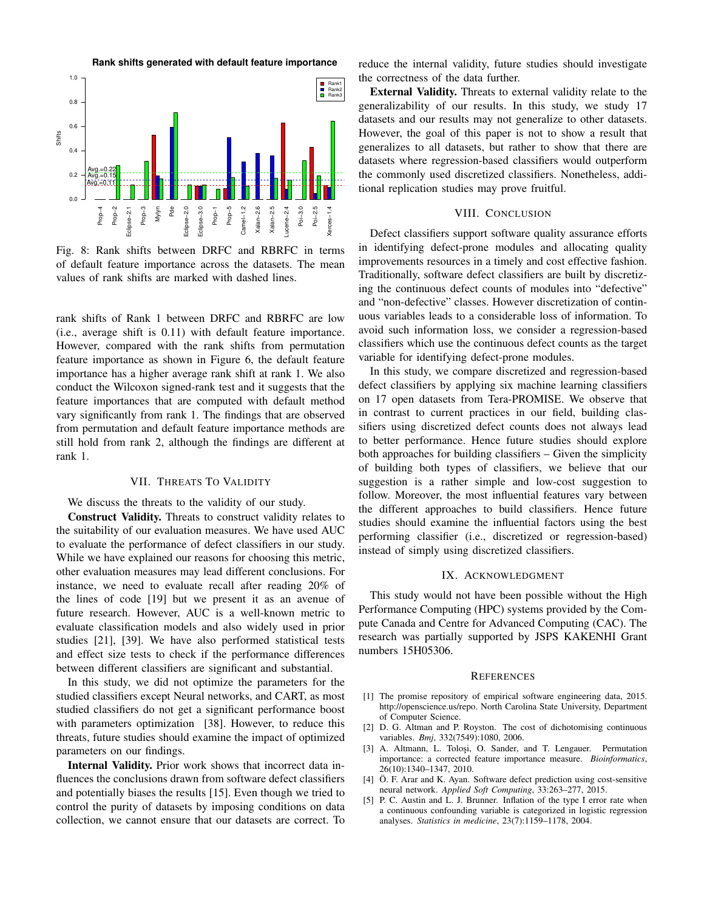Fig. 8: Rank shifts between DRFC and RBRFC in terms of default feature importance across the datasets. The mean values of rank shifts are marked with dashed lines.

rank shifts of Rank 1 between DRFC and RBRFC are low (i.e., average shift is 0.11) with default feature importance. However, compared with the rank shifts from permutation feature importance as shown in Figure 6, the default feature importance has a higher average rank shift at rank 1. We also conduct the Wilcoxon signed-rank test and it suggests that the feature importances that are computed with default method vary significantly from rank 1. The findings that are observed from permutation and default feature importance methods are still hold from rank 2, although the findings are different at rank 1.

## VII. Threats To Validity

We discuss the threats to the validity of our study.

**Construct Validity.** Threats to construct validity relates to the suitability of our evaluation measures. We have used AUC to evaluate the performance of defect classifiers in our study. While we have explained our reasons for choosing this metric, other evaluation measures may lead different conclusions. For instance, we need to evaluate recall after reading 20% of the lines of code [19] but we present it as an avenue of future research. However, AUC is a well-known metric to evaluate classification models and also widely used in prior studies [21], [39]. We have also performed statistical tests and effect size tests to check if the performance differences between different classifiers are significant and substantial.

In this study, we did not optimize the parameters for the studied classifiers except Neural networks, and CART, as most studied classifiers do not get a significant performance boost with parameters optimization [38]. However, to reduce this threats, future studies should examine the impact of optimized parameters on our findings.

**Internal Validity.** Prior work shows that incorrect data influences the conclusions drawn from software defect classifiers and potentially biases the results [15]. Even though we tried to control the purity of datasets by imposing conditions on data collection, we cannot ensure that our datasets are correct. To reduce the internal validity, future studies should investigate the correctness of the data further.

**External Validity.** Threats to external validity relate to the generalizability of our results. In this study, we study 17 datasets and our results may not generalize to other datasets. However, the goal of this paper is not to show a result that generalizes to all datasets, but rather to show that there are datasets where regression-based classifiers would outperform the commonly used discretized classifiers. Nonetheless, additional replication studies may prove fruitful.

## VIII. Conclusion

Defect classifiers support software quality assurance efforts in identifying defect-prone modules and allocating quality improvements resources in a timely and cost effective fashion. Traditionally, software defect classifiers are built by discretizing the continuous defect counts of modules into "defective" and "non-defective" classes. However discretization of continuous variables leads to a considerable loss of information. To avoid such information loss, we consider a regression-based classifiers which use the continuous defect counts as the target variable for identifying defect-prone modules.

In this study, we compare discretized and regression-based defect classifiers by applying six machine learning classifiers on 17 open datasets from Tera-PROMISE. We observe that in contrast to current practices in our field, building classifiers using discretized defect counts does not always lead to better performance. Hence future studies should explore both approaches for building classifiers – Given the simplicity of building both types of classifiers, we believe that our suggestion is a rather simple and low-cost suggestion to follow. Moreover, the most influential features vary between the different approaches to build classifiers. Hence future studies should examine the influential factors using the best performing classifier (i.e., discretized or regression-based) instead of simply using discretized classifiers.

## IX. Acknowledgment

This study would not have been possible without the High Performance Computing (HPC) systems provided by the Compute Canada and Centre for Advanced Computing (CAC). The research was partially supported by JSPS KAKENHI Grant numbers 15H05306.

## References

[1] The promise repository of empirical software engineering data, 2015. http://openscience.us/repo. North Carolina State University, Department of Computer Science.

[2] D. G. Altman and P. Royston. The cost of dichotomising continuous variables. *Bmj*, 332(7549):1080, 2006.

[3] A. Altmann, L. Toloşi, O. Sander, and T. Lengauer. Permutation importance: a corrected feature importance measure. *Bioinformatics*, 26(10):1340–1347, 2010.

[4] Ö. F. Arar and K. Ayan. Software defect prediction using cost-sensitive neural network. *Applied Soft Computing*, 33:263–277, 2015.

[5] P. C. Austin and L. J. Brunner. Inflation of the type I error rate when a continuous confounding variable is categorized in logistic regression analyses. *Statistics in medicine*, 23(7):1159–1178, 2004.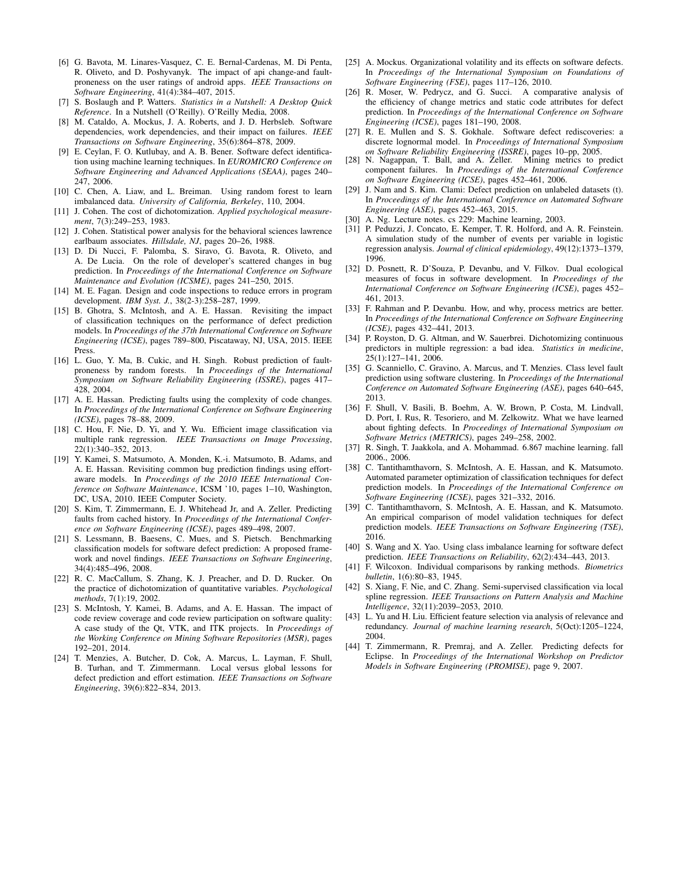[6] G. Bavota, M. Linares-Vasquez, C. E. Bernal-Cardenas, M. Di Penta, R. Oliveto, and D. Poshyvanyk. The impact of api change-and fault-proneness on the user ratings of android apps. *IEEE Transactions on Software Engineering*, 41(4):384–407, 2015.

[7] S. Boslaugh and P. Watters. *Statistics in a Nutshell: A Desktop Quick Reference*. In a Nutshell (O'Reilly). O'Reilly Media, 2008.

[8] M. Cataldo, A. Mockus, J. A. Roberts, and J. D. Herbsleb. Software dependencies, work dependencies, and their impact on failures. *IEEE Transactions on Software Engineering*, 35(6):864–878, 2009.

[9] E. Ceylan, F. O. Kutlubay, and A. B. Bener. Software defect identification using machine learning techniques. In *EUROMICRO Conference on Software Engineering and Advanced Applications (SEAA)*, pages 240–247, 2006.

[10] C. Chen, A. Liaw, and L. Breiman. Using random forest to learn imbalanced data. *University of California, Berkeley*, 110, 2004.

[11] J. Cohen. The cost of dichotomization. *Applied psychological measurement*, 7(3):249–253, 1983.

[12] J. Cohen. Statistical power analysis for the behavioral sciences lawrence earlbaum associates. *Hillsdale, NJ*, pages 20–26, 1988.

[13] D. Di Nucci, F. Palomba, S. Siravo, G. Bavota, R. Oliveto, and A. De Lucia. On the role of developer's scattered changes in bug prediction. In *Proceedings of the International Conference on Software Maintenance and Evolution (ICSME)*, pages 241–250, 2015.

[14] M. E. Fagan. Design and code inspections to reduce errors in program development. *IBM Syst. J.*, 38(2-3):258–287, 1999.

[15] B. Ghotra, S. McIntosh, and A. E. Hassan. Revisiting the impact of classification techniques on the performance of defect prediction models. In *Proceedings of the 37th International Conference on Software Engineering (ICSE)*, pages 789–800, Piscataway, NJ, USA, 2015. IEEE Press.

[16] L. Guo, Y. Ma, B. Cukic, and H. Singh. Robust prediction of fault-proneness by random forests. In *Proceedings of the International Symposium on Software Reliability Engineering (ISSRE)*, pages 417–428, 2004.

[17] A. E. Hassan. Predicting faults using the complexity of code changes. In *Proceedings of the International Conference on Software Engineering (ICSE)*, pages 78–88, 2009.

[18] C. Hou, F. Nie, D. Yi, and Y. Wu. Efficient image classification via multiple rank regression. *IEEE Transactions on Image Processing*, 22(1):340–352, 2013.

[19] Y. Kamei, S. Matsumoto, A. Monden, K.-i. Matsumoto, B. Adams, and A. E. Hassan. Revisiting common bug prediction findings using effort-aware models. In *Proceedings of the 2010 IEEE International Conference on Software Maintenance*, ICSM '10, pages 1–10, Washington, DC, USA, 2010. IEEE Computer Society.

[20] S. Kim, T. Zimmermann, E. J. Whitehead Jr, and A. Zeller. Predicting faults from cached history. In *Proceedings of the International Conference on Software Engineering (ICSE)*, pages 489–498, 2007.

[21] S. Lessmann, B. Baesens, C. Mues, and S. Pietsch. Benchmarking classification models for software defect prediction: A proposed framework and novel findings. *IEEE Transactions on Software Engineering*, 34(4):485–496, 2008.

[22] R. C. MacCallum, S. Zhang, K. J. Preacher, and D. D. Rucker. On the practice of dichotomization of quantitative variables. *Psychological methods*, 7(1):19, 2002.

[23] S. McIntosh, Y. Kamei, B. Adams, and A. E. Hassan. The impact of code review coverage and code review participation on software quality: A case study of the Qt, VTK, and ITK projects. In *Proceedings of the Working Conference on Mining Software Repositories (MSR)*, pages 192–201, 2014.

[24] T. Menzies, A. Butcher, D. Cok, A. Marcus, L. Layman, F. Shull, B. Turhan, and T. Zimmermann. Local versus global lessons for defect prediction and effort estimation. *IEEE Transactions on Software Engineering*, 39(6):822–834, 2013.

[25] A. Mockus. Organizational volatility and its effects on software defects. In *Proceedings of the International Symposium on Foundations of Software Engineering (FSE)*, pages 117–126, 2010.

[26] R. Moser, W. Pedrycz, and G. Succi. A comparative analysis of the efficiency of change metrics and static code attributes for defect prediction. In *Proceedings of the International Conference on Software Engineering (ICSE)*, pages 181–190, 2008.

[27] R. E. Mullen and S. S. Gokhale. Software defect rediscoveries: a discrete lognormal model. In *Proceedings of International Symposium on Software Reliability Engineering (ISSRE)*, pages 10–pp, 2005.

[28] N. Nagappan, T. Ball, and A. Zeller. Mining metrics to predict component failures. In *Proceedings of the International Conference on Software Engineering (ICSE)*, pages 452–461, 2006.

[29] J. Nam and S. Kim. Clami: Defect prediction on unlabeled datasets (t). In *Proceedings of the International Conference on Automated Software Engineering (ASE)*, pages 452–463, 2015.

[30] A. Ng. Lecture notes. cs 229: Machine learning, 2003.

[31] P. Peduzzi, J. Concato, E. Kemper, T. R. Holford, and A. R. Feinstein. A simulation study of the number of events per variable in logistic regression analysis. *Journal of clinical epidemiology*, 49(12):1373–1379, 1996.

[32] D. Posnett, R. D'Souza, P. Devanbu, and V. Filkov. Dual ecological measures of focus in software development. In *Proceedings of the International Conference on Software Engineering (ICSE)*, pages 452–461, 2013.

[33] F. Rahman and P. Devanbu. How, and why, process metrics are better. In *Proceedings of the International Conference on Software Engineering (ICSE)*, pages 432–441, 2013.

[34] P. Royston, D. G. Altman, and W. Sauerbrei. Dichotomizing continuous predictors in multiple regression: a bad idea. *Statistics in medicine*, 25(1):127–141, 2006.

[35] G. Scanniello, C. Gravino, A. Marcus, and T. Menzies. Class level fault prediction using software clustering. In *Proceedings of the International Conference on Automated Software Engineering (ASE)*, pages 640–645, 2013.

[36] F. Shull, V. Basili, B. Boehm, A. W. Brown, P. Costa, M. Lindvall, D. Port, I. Rus, R. Tesoriero, and M. Zelkowitz. What we have learned about fighting defects. In *Proceedings of International Symposium on Software Metrics (METRICS)*, pages 249–258, 2002.

[37] R. Singh, T. Jaakkola, and A. Mohammad. 6.867 machine learning. fall 2006., 2006.

[38] C. Tantithamthavorn, S. McIntosh, A. E. Hassan, and K. Matsumoto. Automated parameter optimization of classification techniques for defect prediction models. In *Proceedings of the International Conference on Software Engineering (ICSE)*, pages 321–332, 2016.

[39] C. Tantithamthavorn, S. McIntosh, A. E. Hassan, and K. Matsumoto. An empirical comparison of model validation techniques for defect prediction models. *IEEE Transactions on Software Engineering (TSE)*, 2016.

[40] S. Wang and X. Yao. Using class imbalance learning for software defect prediction. *IEEE Transactions on Reliability*, 62(2):434–443, 2013.

[41] F. Wilcoxon. Individual comparisons by ranking methods. *Biometrics bulletin*, 1(6):80–83, 1945.

[42] S. Xiang, F. Nie, and C. Zhang. Semi-supervised classification via local spline regression. *IEEE Transactions on Pattern Analysis and Machine Intelligence*, 32(11):2039–2053, 2010.

[43] L. Yu and H. Liu. Efficient feature selection via analysis of relevance and redundancy. *Journal of machine learning research*, 5(Oct):1205–1224, 2004.

[44] T. Zimmermann, R. Premraj, and A. Zeller. Predicting defects for Eclipse. In *Proceedings of the International Workshop on Predictor Models in Software Engineering (PROMISE)*, page 9, 2007.